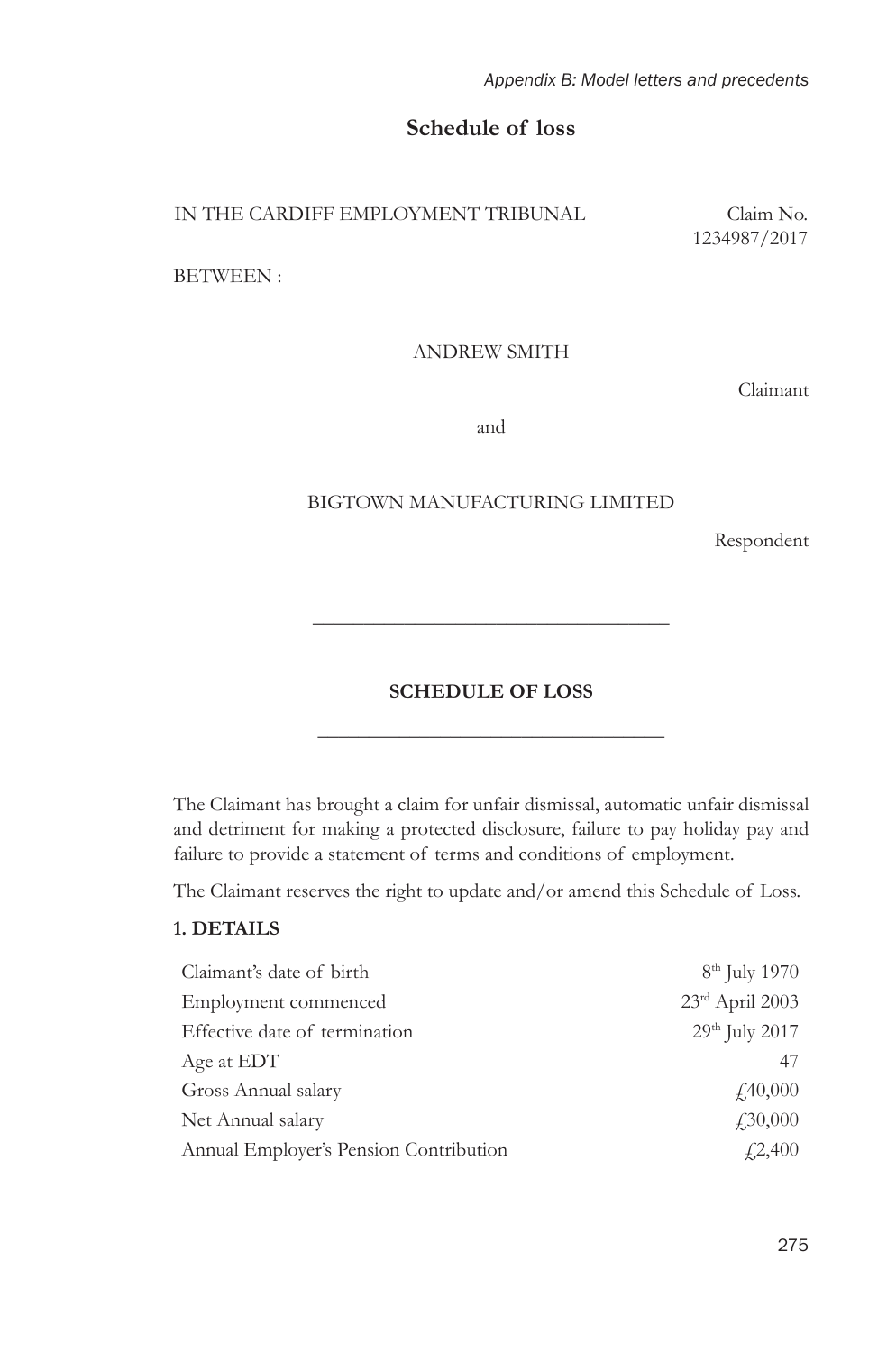# Schedule of loss

IN THE CARDIFF EMPLOYMENT TRIBUNAL — Claim No. 1234987/2017

BETWEEN :

ANDREW SMITH

Claimant

and

BIGTOWN MANUFACTURING LIMITED

Respondent

---

**SCHEDULE OF LOSS**

---

The Claimant has brought a claim for unfair dismissal, automatic unfair dismissal and detriment for making a protected disclosure, failure to pay holiday pay and failure to provide a statement of terms and conditions of employment.

The Claimant reserves the right to update and/or amend this Schedule of Loss.

**1. DETAILS**

| | |
|---|---|
| Claimant's date of birth | 8th July 1970 |
| Employment commenced | 23rd April 2003 |
| Effective date of termination | 29th July 2017 |
| Age at EDT | 47 |
| Gross Annual salary | £40,000 |
| Net Annual salary | £30,000 |
| Annual Employer's Pension Contribution | £2,400 |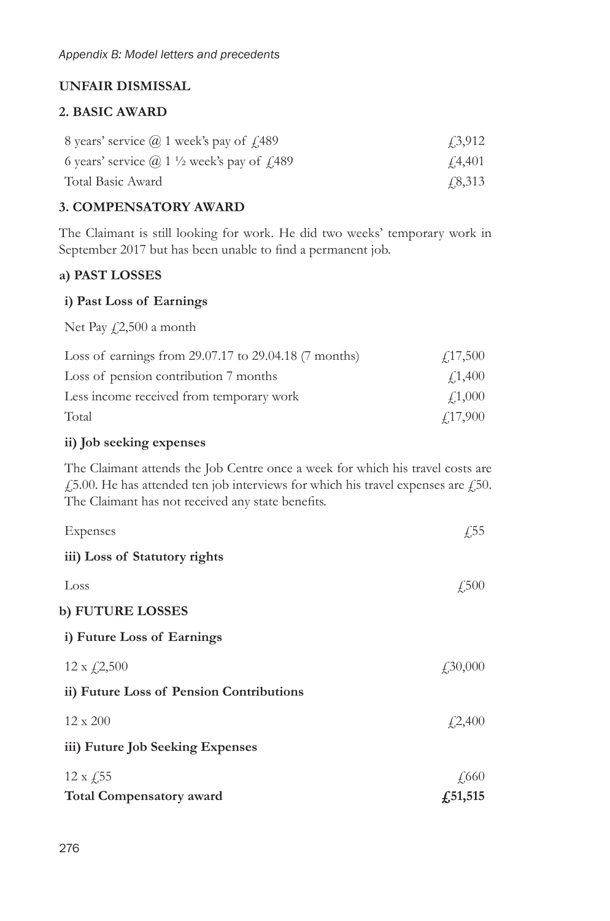## UNFAIR DISMISSAL

### 2. BASIC AWARD

| | |
|---|---|
| 8 years' service @ 1 week's pay of £489 | £3,912 |
| 6 years' service @ 1 ½ week's pay of £489 | £4,401 |
| Total Basic Award | £8,313 |

### 3. COMPENSATORY AWARD

The Claimant is still looking for work. He did two weeks' temporary work in September 2017 but has been unable to find a permanent job.

#### a) PAST LOSSES

**i) Past Loss of Earnings**

Net Pay £2,500 a month

| | |
|---|---|
| Loss of earnings from 29.07.17 to 29.04.18 (7 months) | £17,500 |
| Loss of pension contribution 7 months | £1,400 |
| Less income received from temporary work | £1,000 |
| Total | £17,900 |

**ii) Job seeking expenses**

The Claimant attends the Job Centre once a week for which his travel costs are £5.00. He has attended ten job interviews for which his travel expenses are £50. The Claimant has not received any state benefits.

| | |
|---|---|
| Expenses | £55 |

**iii) Loss of Statutory rights**

| | |
|---|---|
| Loss | £500 |

#### b) FUTURE LOSSES

**i) Future Loss of Earnings**

| | |
|---|---|
| 12 x £2,500 | £30,000 |

**ii) Future Loss of Pension Contributions**

| | |
|---|---|
| 12 x 200 | £2,400 |

**iii) Future Job Seeking Expenses**

| | |
|---|---|
| 12 x £55 | £660 |
| **Total Compensatory award** | **£51,515** |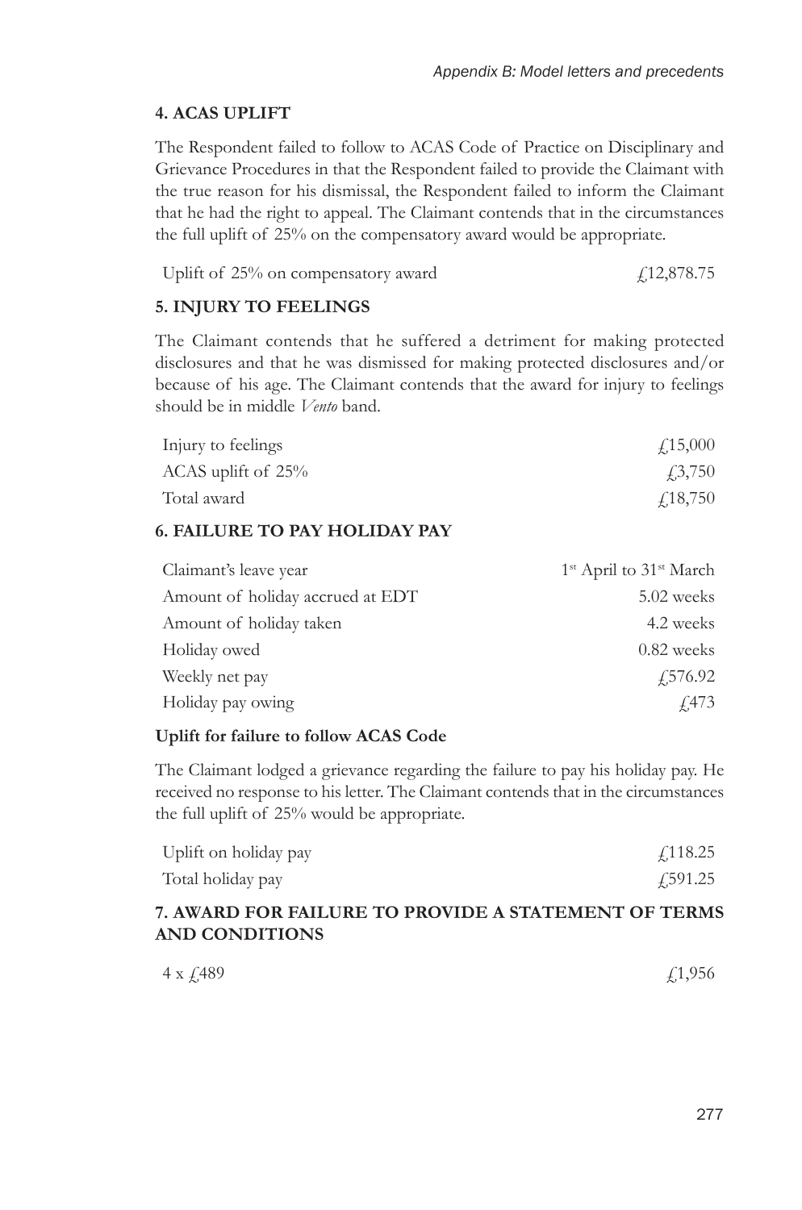## 4. ACAS UPLIFT

The Respondent failed to follow to ACAS Code of Practice on Disciplinary and Grievance Procedures in that the Respondent failed to provide the Claimant with the true reason for his dismissal, the Respondent failed to inform the Claimant that he had the right to appeal. The Claimant contends that in the circumstances the full uplift of 25% on the compensatory award would be appropriate.

| | |
|---|---|
| Uplift of 25% on compensatory award | £12,878.75 |

## 5. INJURY TO FEELINGS

The Claimant contends that he suffered a detriment for making protected disclosures and that he was dismissed for making protected disclosures and/or because of his age. The Claimant contends that the award for injury to feelings should be in middle *Vento* band.

| | |
|---|---|
| Injury to feelings | £15,000 |
| ACAS uplift of 25% | £3,750 |
| Total award | £18,750 |

## 6. FAILURE TO PAY HOLIDAY PAY

| | |
|---|---|
| Claimant's leave year | 1st April to 31st March |
| Amount of holiday accrued at EDT | 5.02 weeks |
| Amount of holiday taken | 4.2 weeks |
| Holiday owed | 0.82 weeks |
| Weekly net pay | £576.92 |
| Holiday pay owing | £473 |

**Uplift for failure to follow ACAS Code**

The Claimant lodged a grievance regarding the failure to pay his holiday pay. He received no response to his letter. The Claimant contends that in the circumstances the full uplift of 25% would be appropriate.

| | |
|---|---|
| Uplift on holiday pay | £118.25 |
| Total holiday pay | £591.25 |

## 7. AWARD FOR FAILURE TO PROVIDE A STATEMENT OF TERMS AND CONDITIONS

| | |
|---|---|
| 4 x £489 | £1,956 |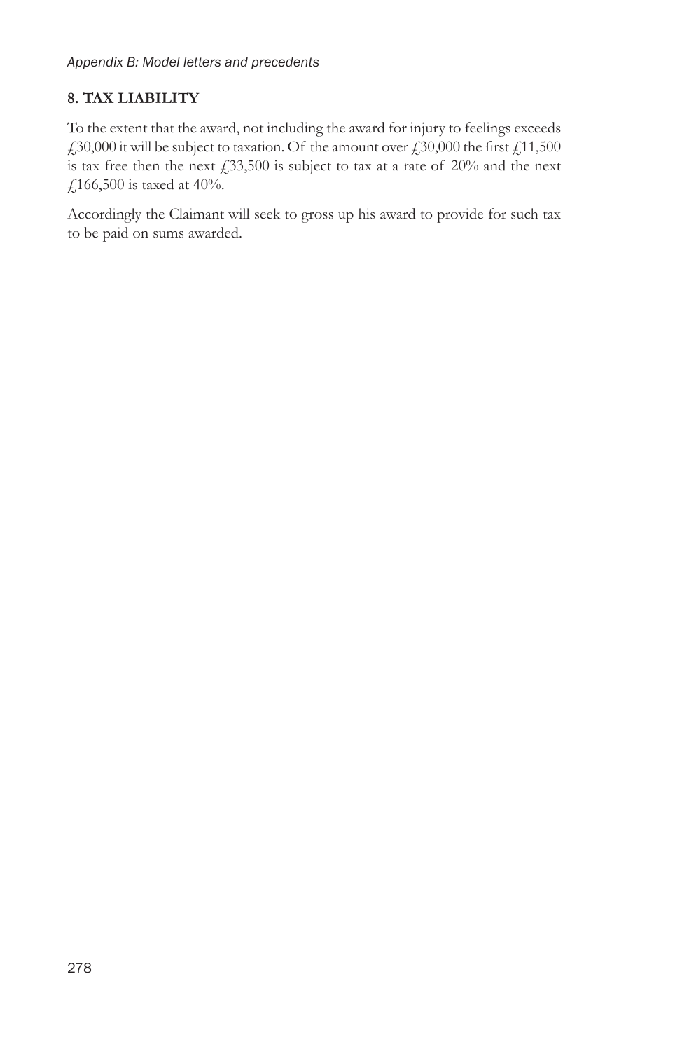### 8. TAX LIABILITY

To the extent that the award, not including the award for injury to feelings exceeds £30,000 it will be subject to taxation. Of the amount over £30,000 the first £11,500 is tax free then the next £33,500 is subject to tax at a rate of 20% and the next £166,500 is taxed at 40%.

Accordingly the Claimant will seek to gross up his award to provide for such tax to be paid on sums awarded.